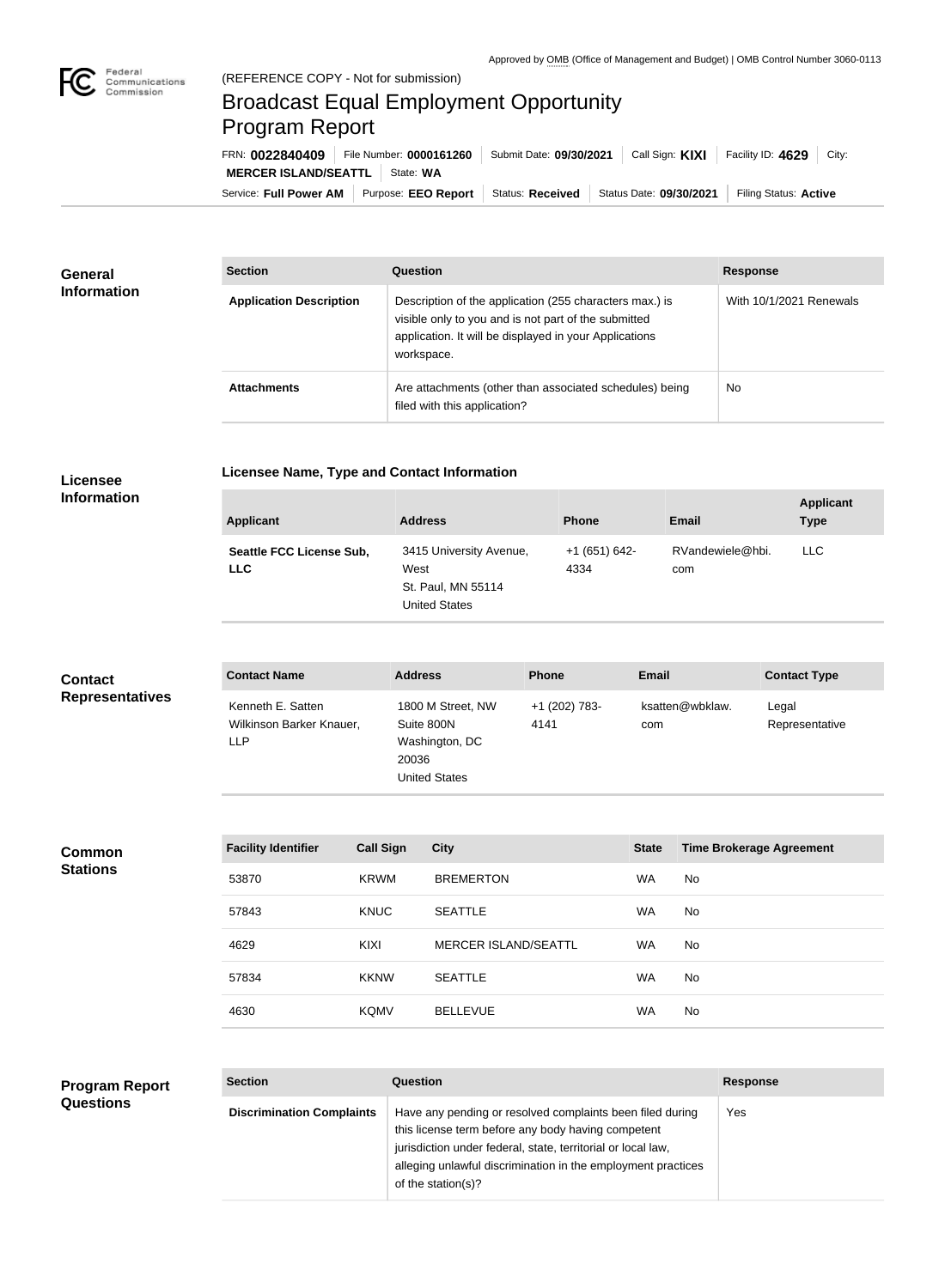Approved by OMB (Office of Management and Budget) | OMB Control Number 3060-0113

(REFERENCE COPY - Not for submission)

# Broadcast Equal Employment Opportunity Program Report

FRN: **0022840409** | File Number: **0000161260** | Submit Date: **09/30/2021** | Call Sign: **KIXI** | Facility ID: **4629** | City: **MERCER ISLAND/SEATTL** | State: **WA**

Service: **Full Power AM** | Purpose: **EEO Report** | Status: **Received** | Status Date: **09/30/2021** | Filing Status: **Active**

## General Information

| Section | Question | Response |
| --- | --- | --- |
| **Application Description** | Description of the application (255 characters max.) is visible only to you and is not part of the submitted application. It will be displayed in your Applications workspace. | With 10/1/2021 Renewals |
| **Attachments** | Are attachments (other than associated schedules) being filed with this application? | No |

## Licensee Information

### Licensee Name, Type and Contact Information

| Applicant | Address | Phone | Email | Applicant Type |
| --- | --- | --- | --- | --- |
| **Seattle FCC License Sub, LLC** | 3415 University Avenue, West<br>St. Paul, MN 55114<br>United States | +1 (651) 642-4334 | RVandewiele@hbi.com | LLC |

## Contact Representatives

| Contact Name | Address | Phone | Email | Contact Type |
| --- | --- | --- | --- | --- |
| Kenneth E. Satten<br>Wilkinson Barker Knauer, LLP | 1800 M Street, NW<br>Suite 800N<br>Washington, DC 20036<br>United States | +1 (202) 783-4141 | ksatten@wbklaw.com | Legal Representative |

## Common Stations

| Facility Identifier | Call Sign | City | State | Time Brokerage Agreement |
| --- | --- | --- | --- | --- |
| 53870 | KRWM | BREMERTON | WA | No |
| 57843 | KNUC | SEATTLE | WA | No |
| 4629 | KIXI | MERCER ISLAND/SEATTL | WA | No |
| 57834 | KKNW | SEATTLE | WA | No |
| 4630 | KQMV | BELLEVUE | WA | No |

## Program Report Questions

| Section | Question | Response |
| --- | --- | --- |
| **Discrimination Complaints** | Have any pending or resolved complaints been filed during this license term before any body having competent jurisdiction under federal, state, territorial or local law, alleging unlawful discrimination in the employment practices of the station(s)? | Yes |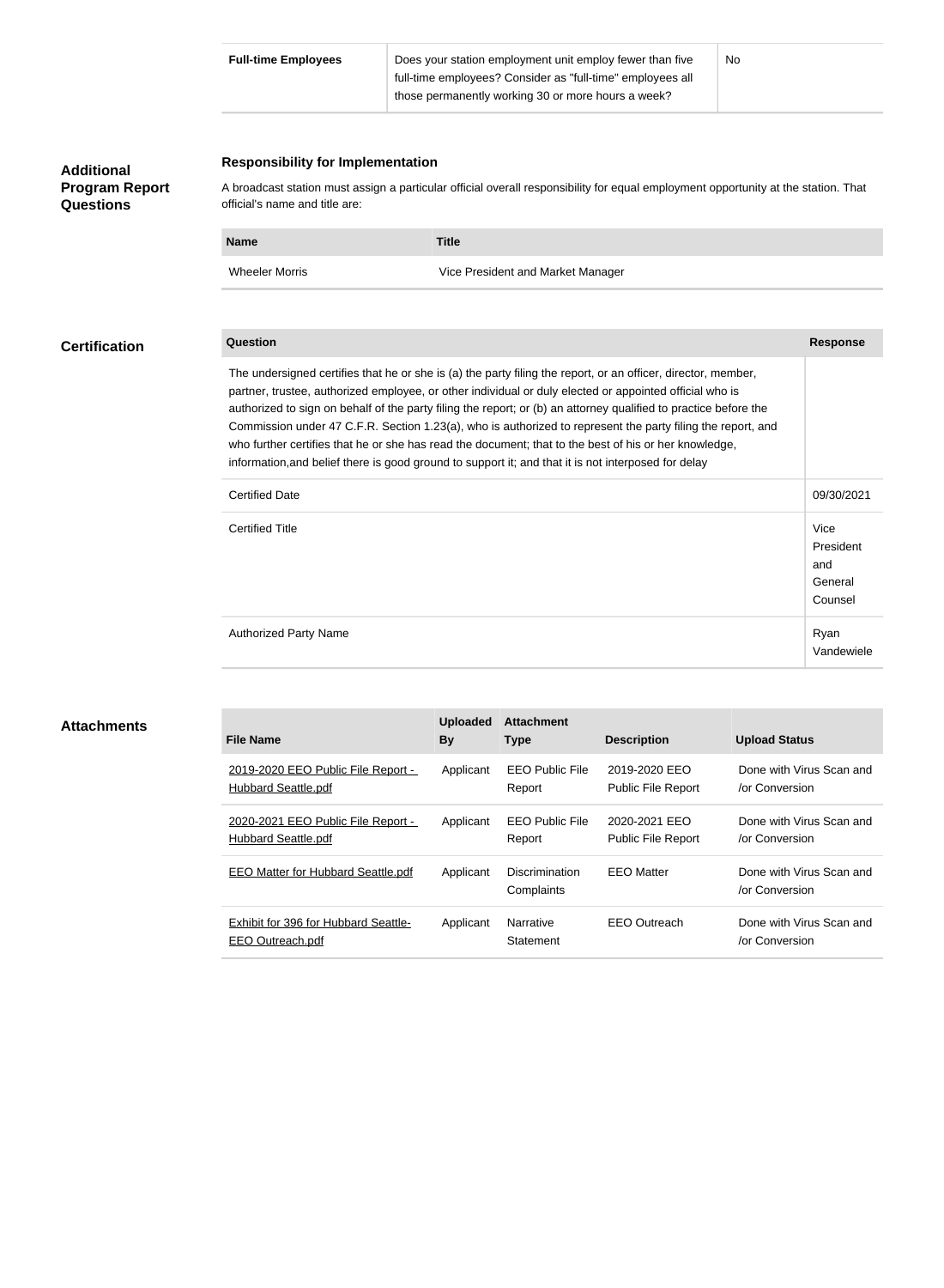| | | |
|---|---|---|
| **Full-time Employees** | Does your station employment unit employ fewer than five full-time employees? Consider as "full-time" employees all those permanently working 30 or more hours a week? | No |

## Additional Program Report Questions

**Responsibility for Implementation**

A broadcast station must assign a particular official overall responsibility for equal employment opportunity at the station. That official's name and title are:

| Name | Title |
|---|---|
| Wheeler Morris | Vice President and Market Manager |

## Certification

| Question | Response |
|---|---|
| The undersigned certifies that he or she is (a) the party filing the report, or an officer, director, member, partner, trustee, authorized employee, or other individual or duly elected or appointed official who is authorized to sign on behalf of the party filing the report; or (b) an attorney qualified to practice before the Commission under 47 C.F.R. Section 1.23(a), who is authorized to represent the party filing the report, and who further certifies that he or she has read the document; that to the best of his or her knowledge, information,and belief there is good ground to support it; and that it is not interposed for delay | |
| Certified Date | 09/30/2021 |
| Certified Title | Vice President and General Counsel |
| Authorized Party Name | Ryan Vandewiele |

## Attachments

| File Name | Uploaded By | Attachment Type | Description | Upload Status |
|---|---|---|---|---|
| 2019-2020 EEO Public File Report - Hubbard Seattle.pdf | Applicant | EEO Public File Report | 2019-2020 EEO Public File Report | Done with Virus Scan and /or Conversion |
| 2020-2021 EEO Public File Report - Hubbard Seattle.pdf | Applicant | EEO Public File Report | 2020-2021 EEO Public File Report | Done with Virus Scan and /or Conversion |
| EEO Matter for Hubbard Seattle.pdf | Applicant | Discrimination Complaints | EEO Matter | Done with Virus Scan and /or Conversion |
| Exhibit for 396 for Hubbard Seattle-EEO Outreach.pdf | Applicant | Narrative Statement | EEO Outreach | Done with Virus Scan and /or Conversion |